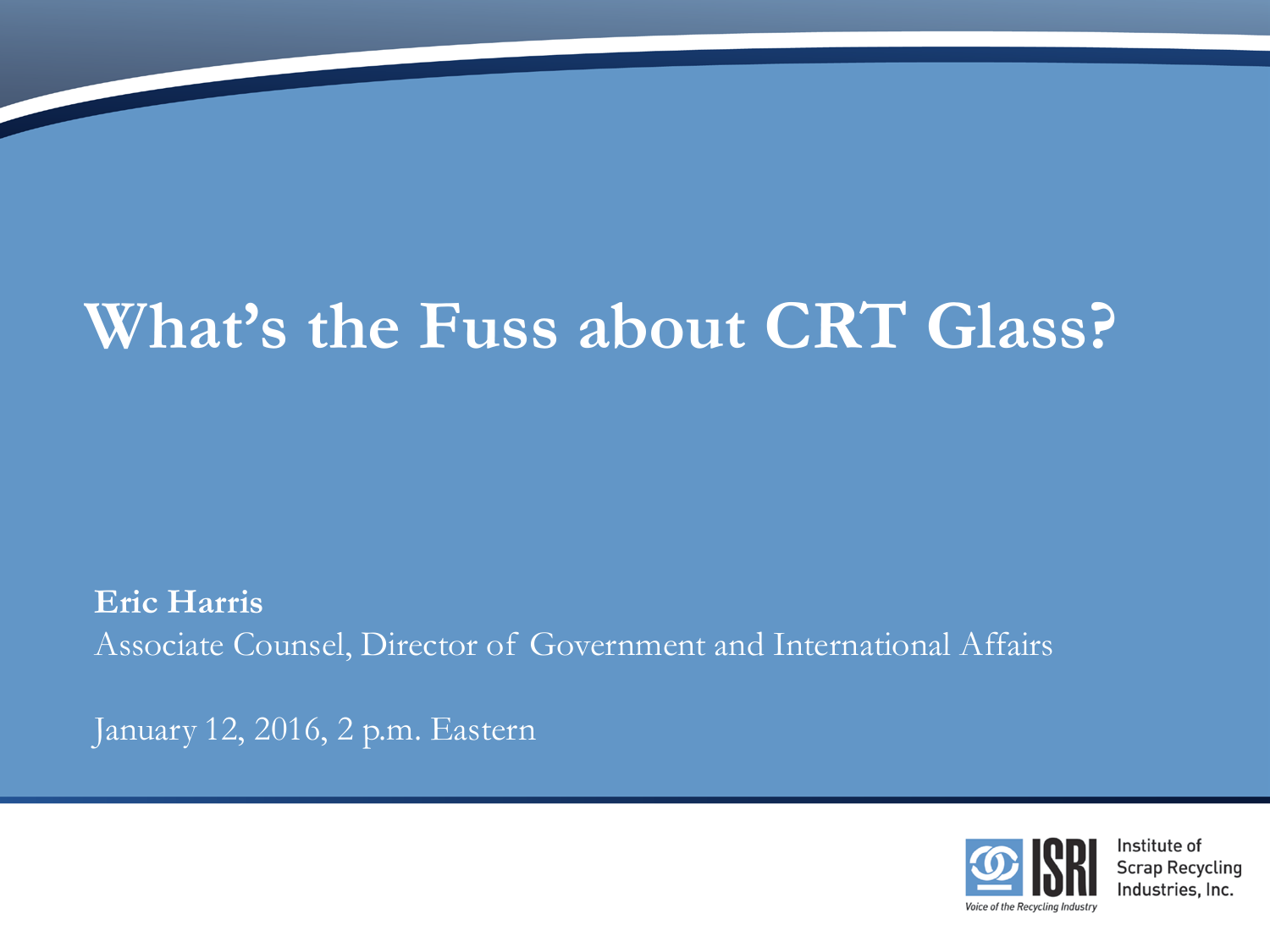# What's the Fuss about CRT Glass?

**Eric Harris**

Associate Counsel, Director of Government and International Affairs

January 12, 2016, 2 p.m. Eastern

ISRI Institute of Scrap Recycling Industries, Inc.

*Voice of the Recycling Industry*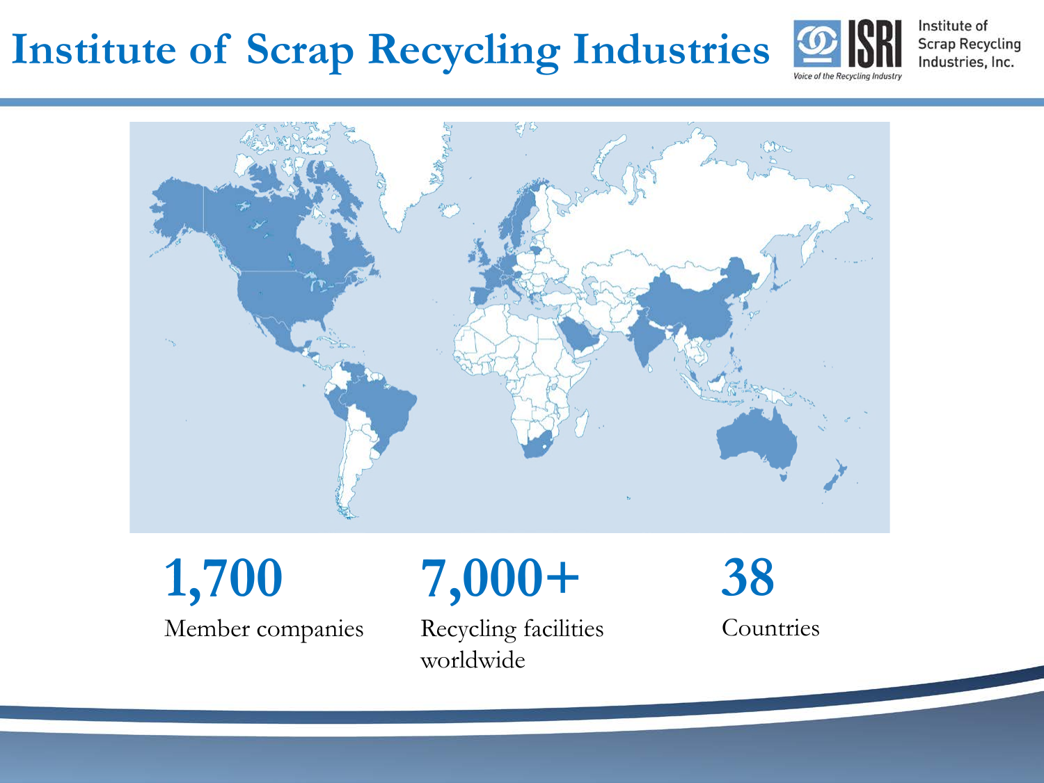# Institute of Scrap Recycling Industries

**1,700**
Member companies

**7,000+**
Recycling facilities worldwide

**38**
Countries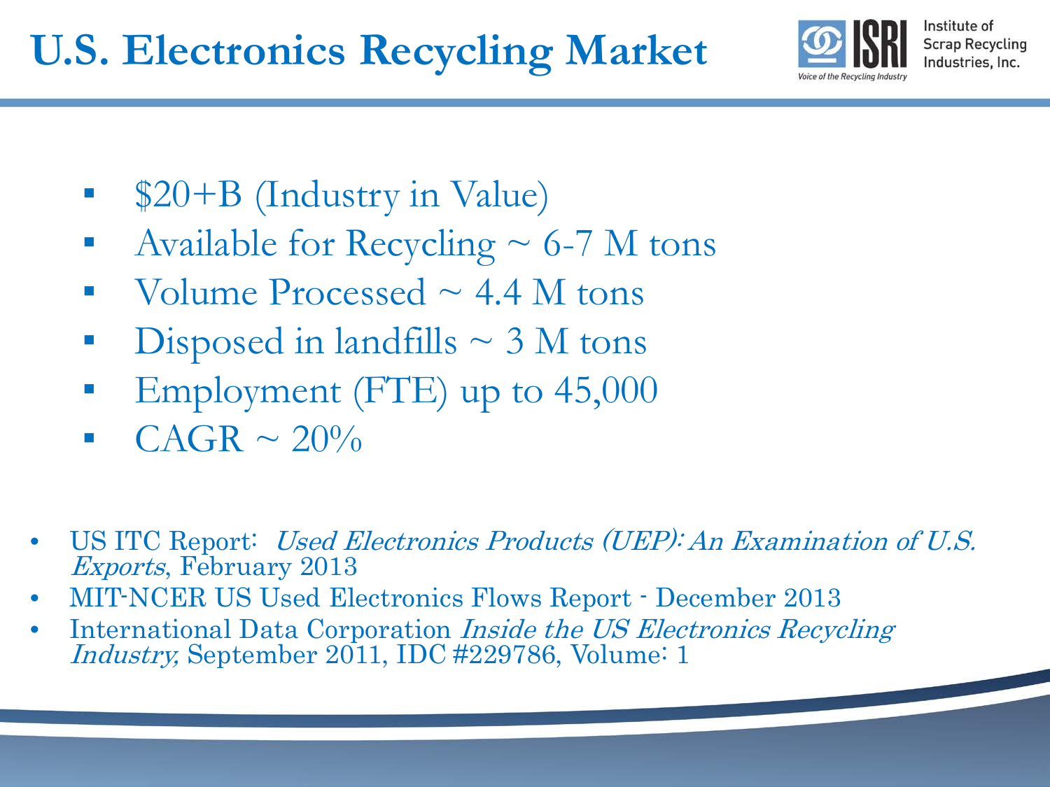# U.S. Electronics Recycling Market

Institute of Scrap Recycling Industries, Inc.

- $20+B (Industry in Value)
- Available for Recycling ~ 6-7 M tons
- Volume Processed ~ 4.4 M tons
- Disposed in landfills ~ 3 M tons
- Employment (FTE) up to 45,000
- CAGR ~ 20%

- US ITC Report: *Used Electronics Products (UEP): An Examination of U.S. Exports*, February 2013
- MIT-NCER US Used Electronics Flows Report - December 2013
- International Data Corporation *Inside the US Electronics Recycling Industry,* September 2011, IDC #229786, Volume: 1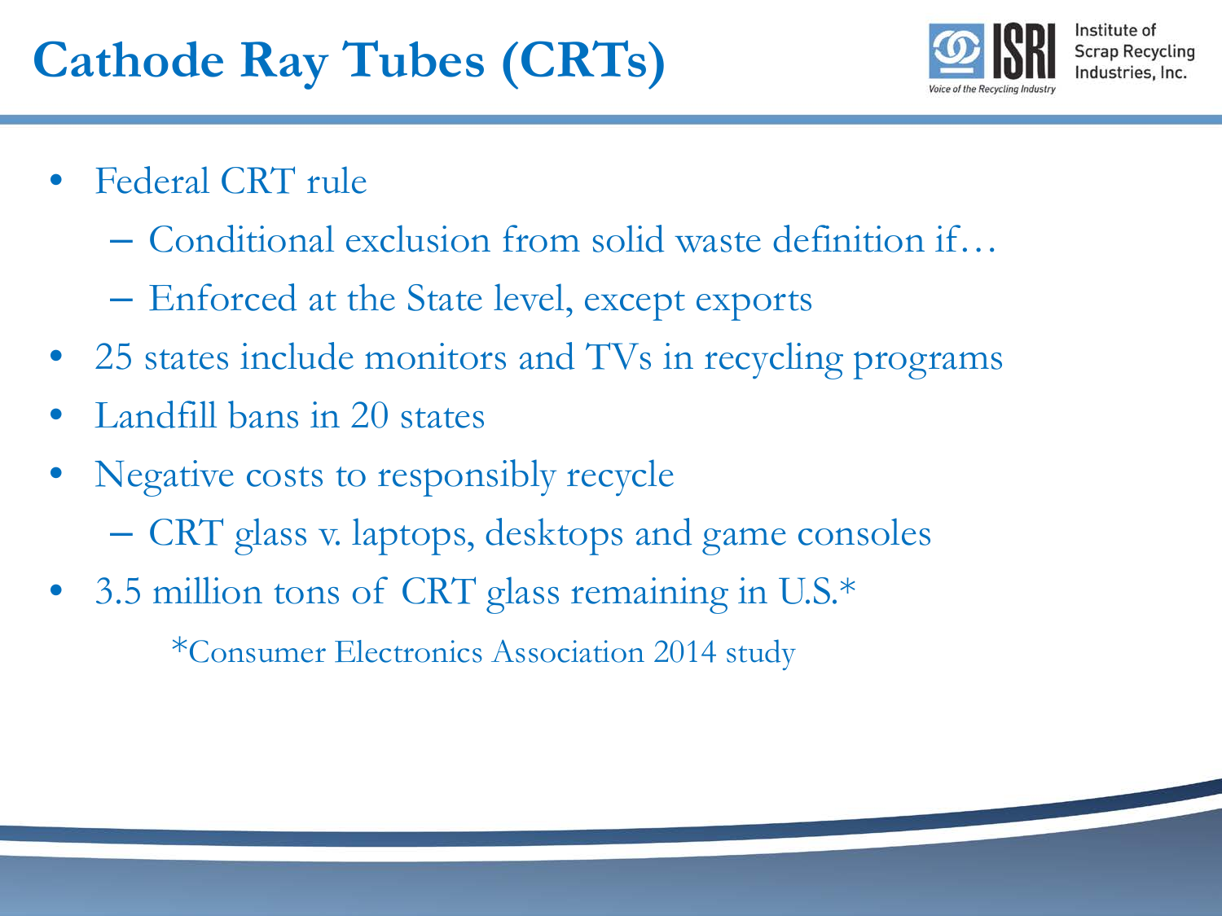# Cathode Ray Tubes (CRTs)

- Federal CRT rule
  - Conditional exclusion from solid waste definition if…
  - Enforced at the State level, except exports
- 25 states include monitors and TVs in recycling programs
- Landfill bans in 20 states
- Negative costs to responsibly recycle
  - CRT glass v. laptops, desktops and game consoles
- 3.5 million tons of CRT glass remaining in U.S.*

*Consumer Electronics Association 2014 study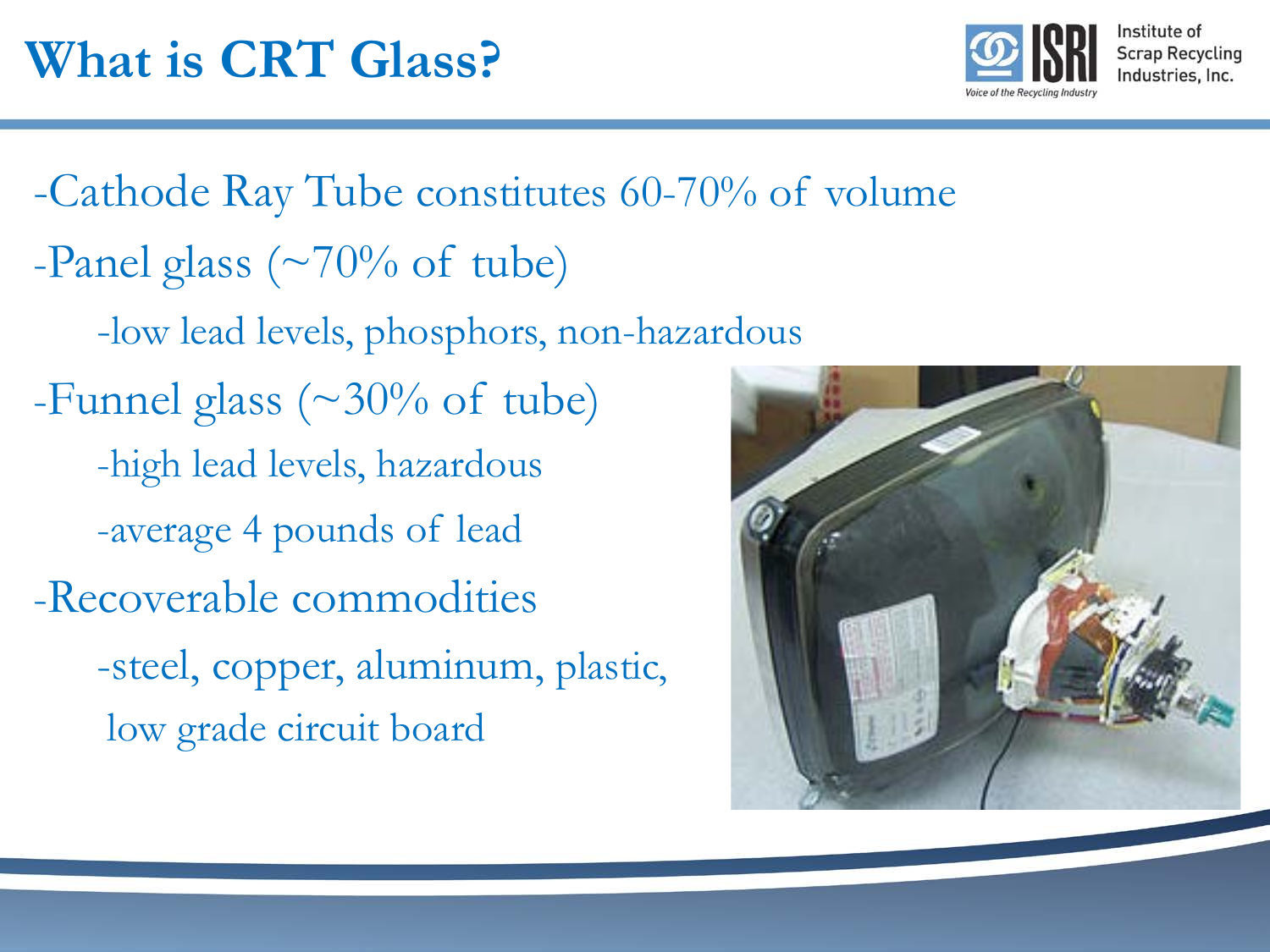# What is CRT Glass?

- Cathode Ray Tube constitutes 60-70% of volume
- Panel glass (~70% of tube)
  - low lead levels, phosphors, non-hazardous
- Funnel glass (~30% of tube)
  - high lead levels, hazardous
  - average 4 pounds of lead
- Recoverable commodities
  - steel, copper, aluminum, plastic, low grade circuit board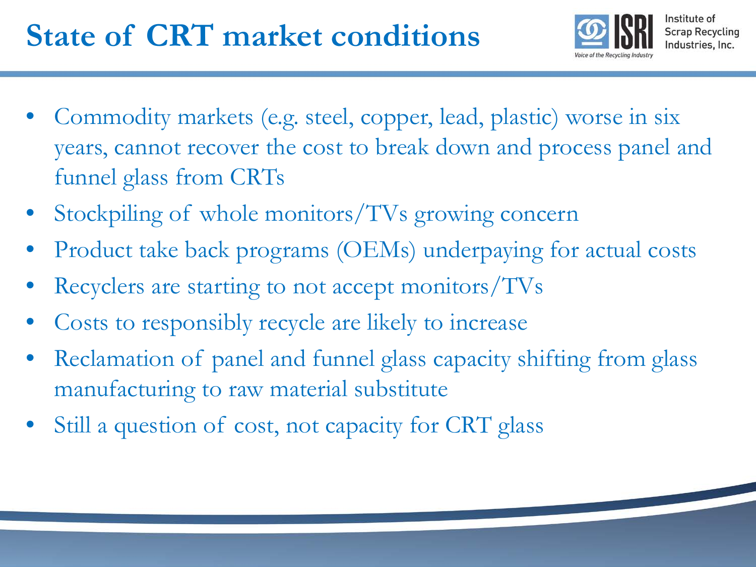# State of CRT market conditions

- Commodity markets (e.g. steel, copper, lead, plastic) worse in six years, cannot recover the cost to break down and process panel and funnel glass from CRTs
- Stockpiling of whole monitors/TVs growing concern
- Product take back programs (OEMs) underpaying for actual costs
- Recyclers are starting to not accept monitors/TVs
- Costs to responsibly recycle are likely to increase
- Reclamation of panel and funnel glass capacity shifting from glass manufacturing to raw material substitute
- Still a question of cost, not capacity for CRT glass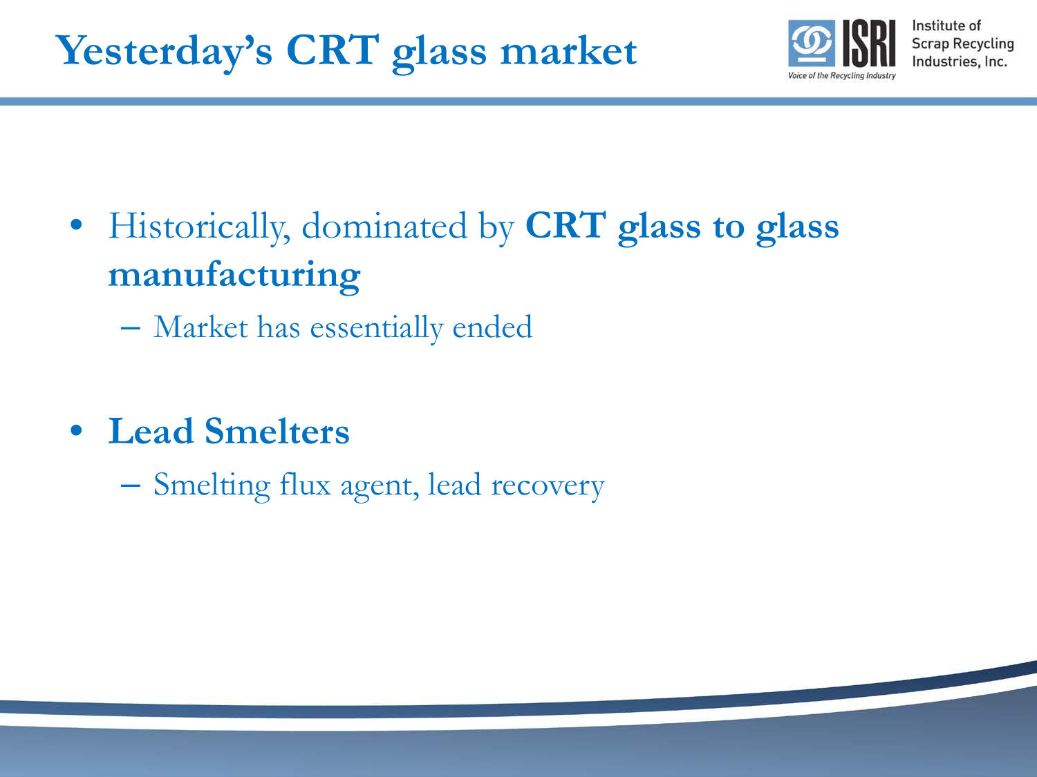# Yesterday's CRT glass market

- Historically, dominated by **CRT glass to glass manufacturing**
  - Market has essentially ended
- **Lead Smelters**
  - Smelting flux agent, lead recovery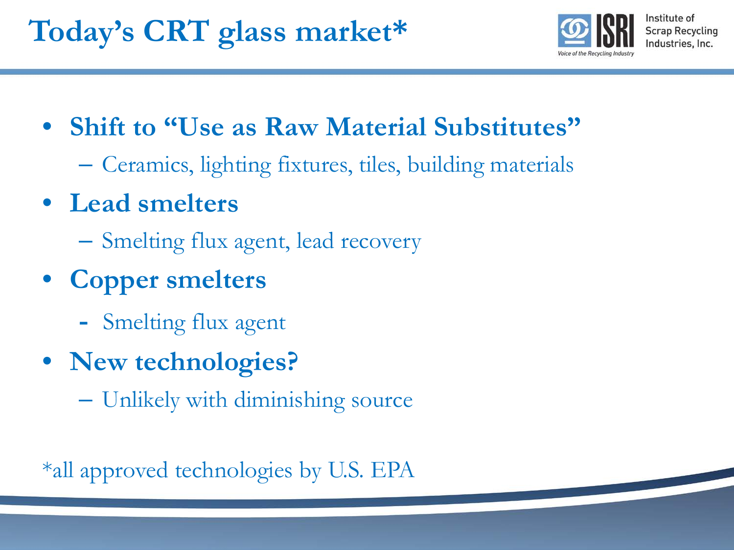# Today's CRT glass market*

- **Shift to "Use as Raw Material Substitutes"**
  - Ceramics, lighting fixtures, tiles, building materials
- **Lead smelters**
  - Smelting flux agent, lead recovery
- **Copper smelters**
  - Smelting flux agent
- **New technologies?**
  - Unlikely with diminishing source

*all approved technologies by U.S. EPA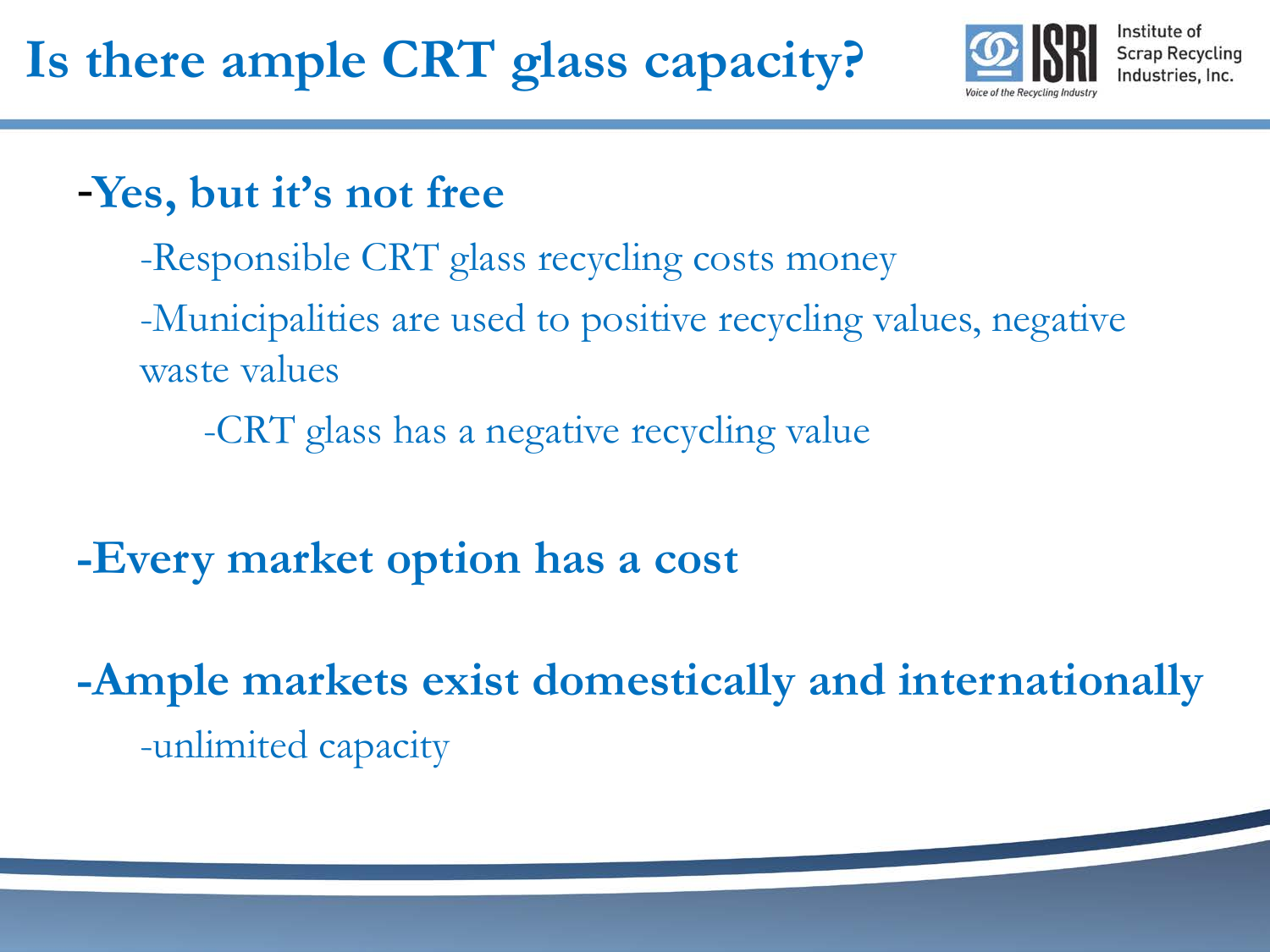# Is there ample CRT glass capacity?

Institute of Scrap Recycling Industries, Inc.

- **Yes, but it's not free**
  - Responsible CRT glass recycling costs money
  - Municipalities are used to positive recycling values, negative waste values
    - CRT glass has a negative recycling value
- **Every market option has a cost**
- **Ample markets exist domestically and internationally**
  - unlimited capacity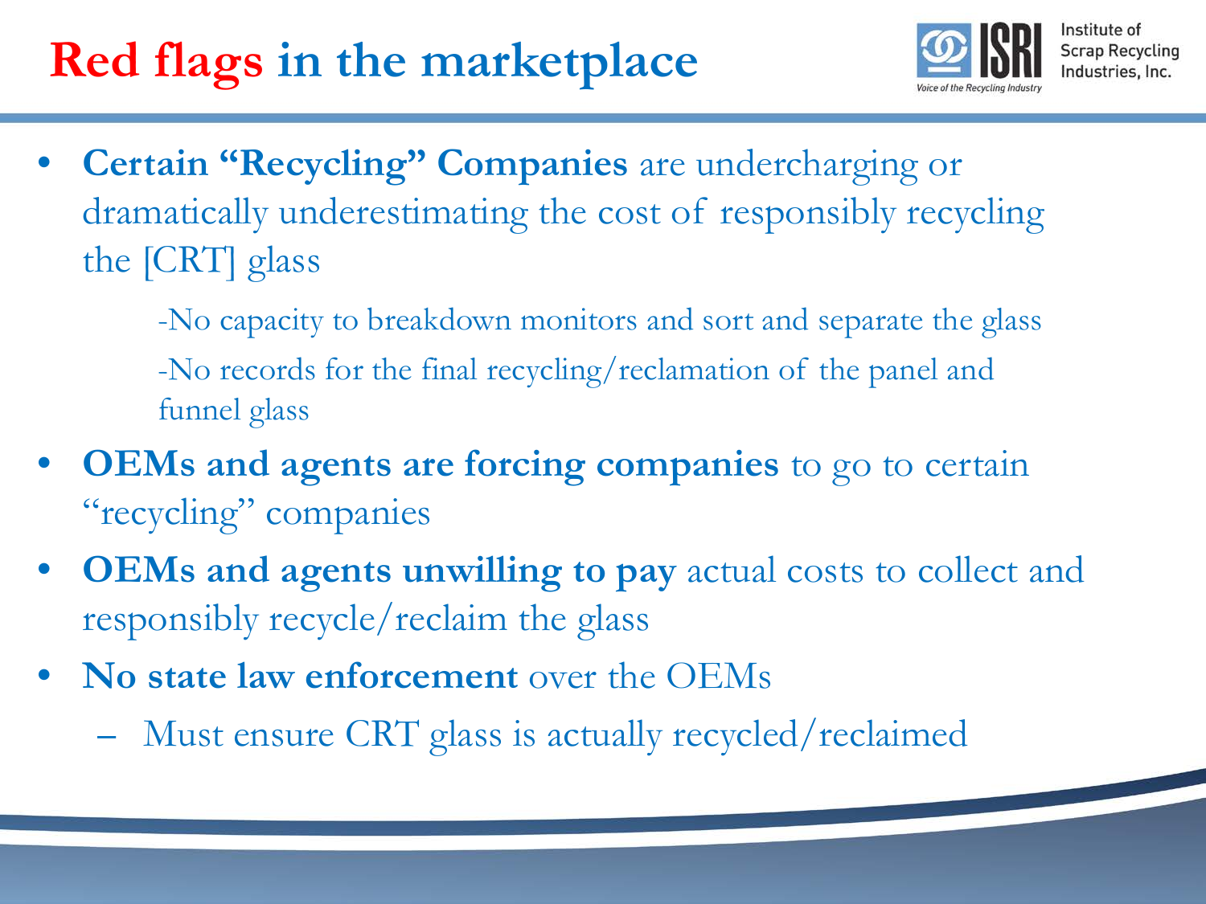# Red flags in the marketplace

- **Certain "Recycling" Companies** are undercharging or dramatically underestimating the cost of responsibly recycling the [CRT] glass
  - -No capacity to breakdown monitors and sort and separate the glass
  - -No records for the final recycling/reclamation of the panel and funnel glass
- **OEMs and agents are forcing companies** to go to certain "recycling" companies
- **OEMs and agents unwilling to pay** actual costs to collect and responsibly recycle/reclaim the glass
- **No state law enforcement** over the OEMs
  - Must ensure CRT glass is actually recycled/reclaimed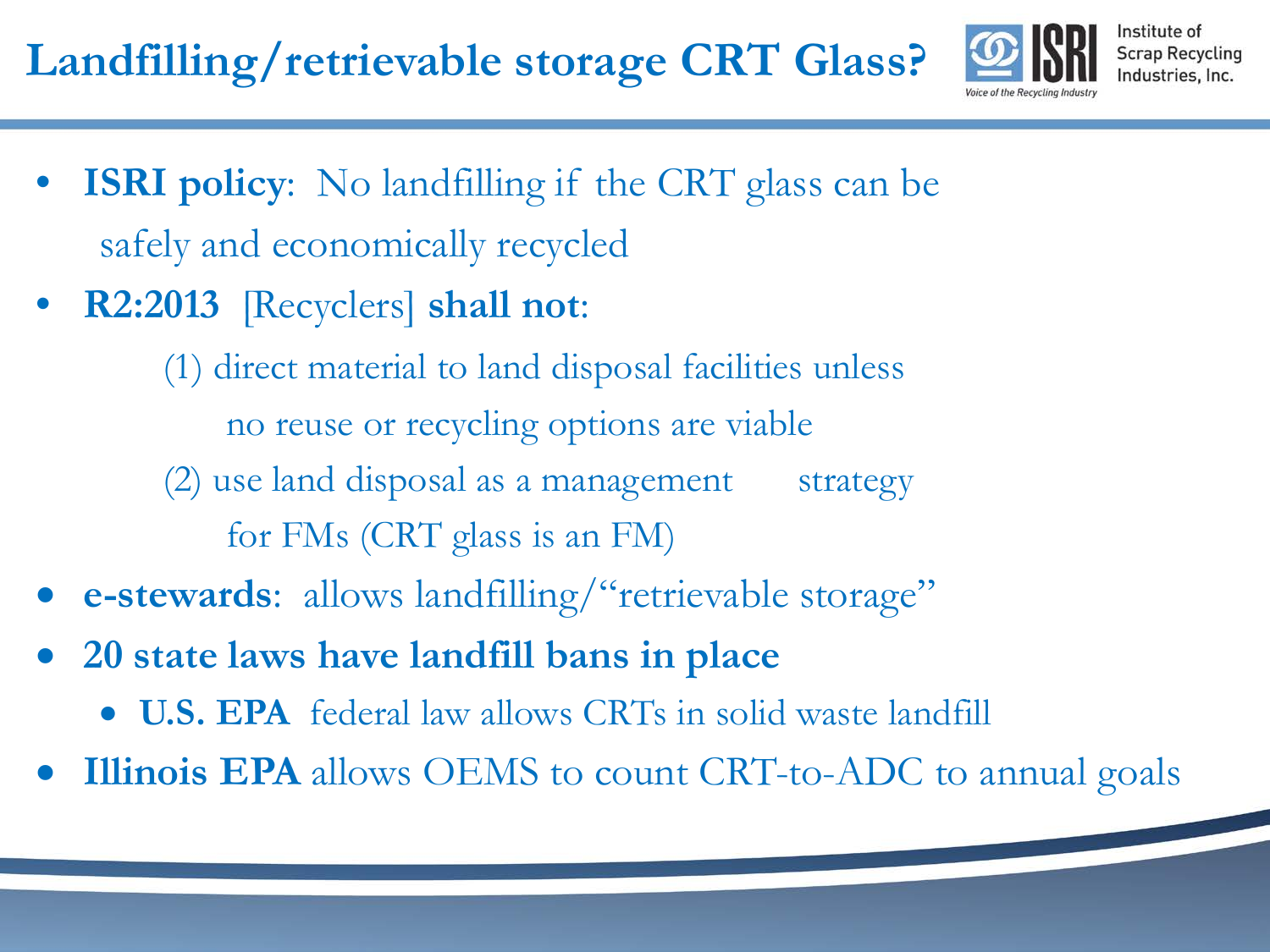# Landfilling/retrievable storage CRT Glass?

- **ISRI policy**: No landfilling if the CRT glass can be safely and economically recycled
- **R2:2013** [Recyclers] **shall not**:
  - (1) direct material to land disposal facilities unless no reuse or recycling options are viable
  - (2) use land disposal as a management strategy for FMs (CRT glass is an FM)
- **e-stewards**: allows landfilling/"retrievable storage"
- **20 state laws have landfill bans in place**
  - **U.S. EPA** federal law allows CRTs in solid waste landfill
- **Illinois EPA** allows OEMS to count CRT-to-ADC to annual goals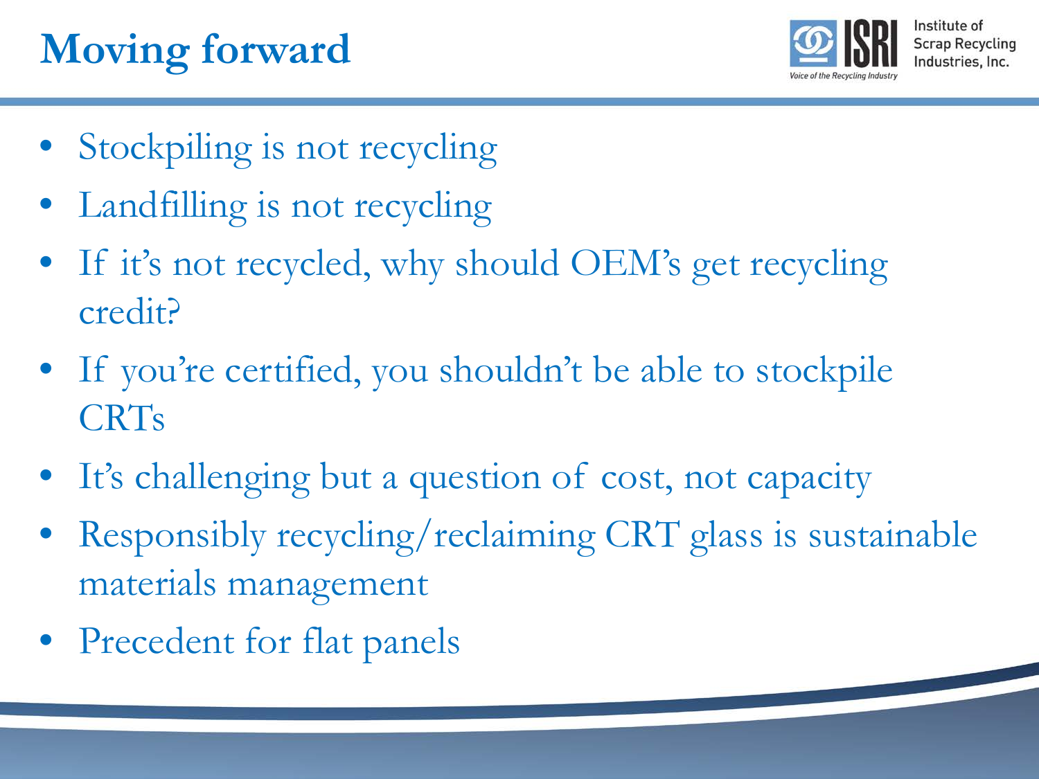# Moving forward

- Stockpiling is not recycling
- Landfilling is not recycling
- If it's not recycled, why should OEM's get recycling credit?
- If you're certified, you shouldn't be able to stockpile CRTs
- It's challenging but a question of cost, not capacity
- Responsibly recycling/reclaiming CRT glass is sustainable materials management
- Precedent for flat panels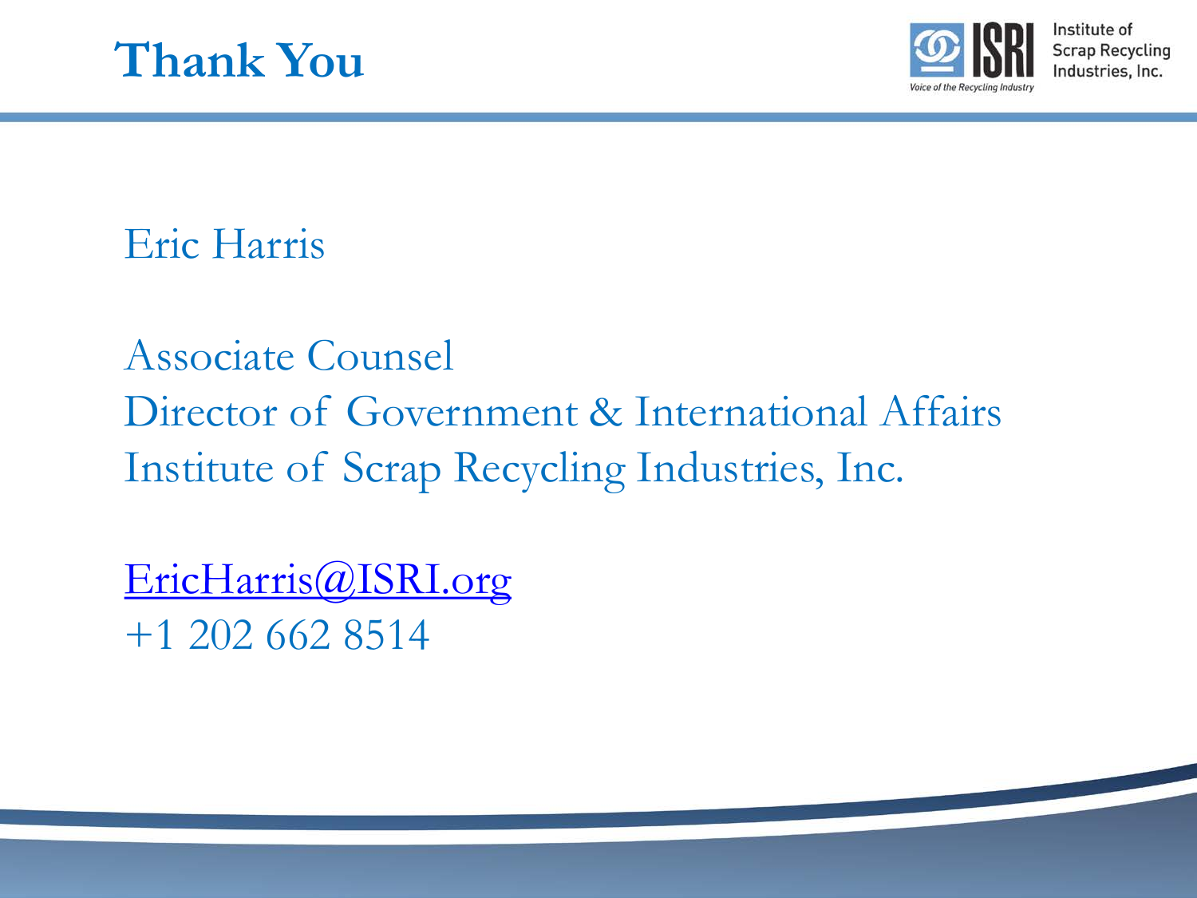# Thank You

Eric Harris

Associate Counsel
Director of Government & International Affairs
Institute of Scrap Recycling Industries, Inc.

EricHarris@ISRI.org
+1 202 662 8514